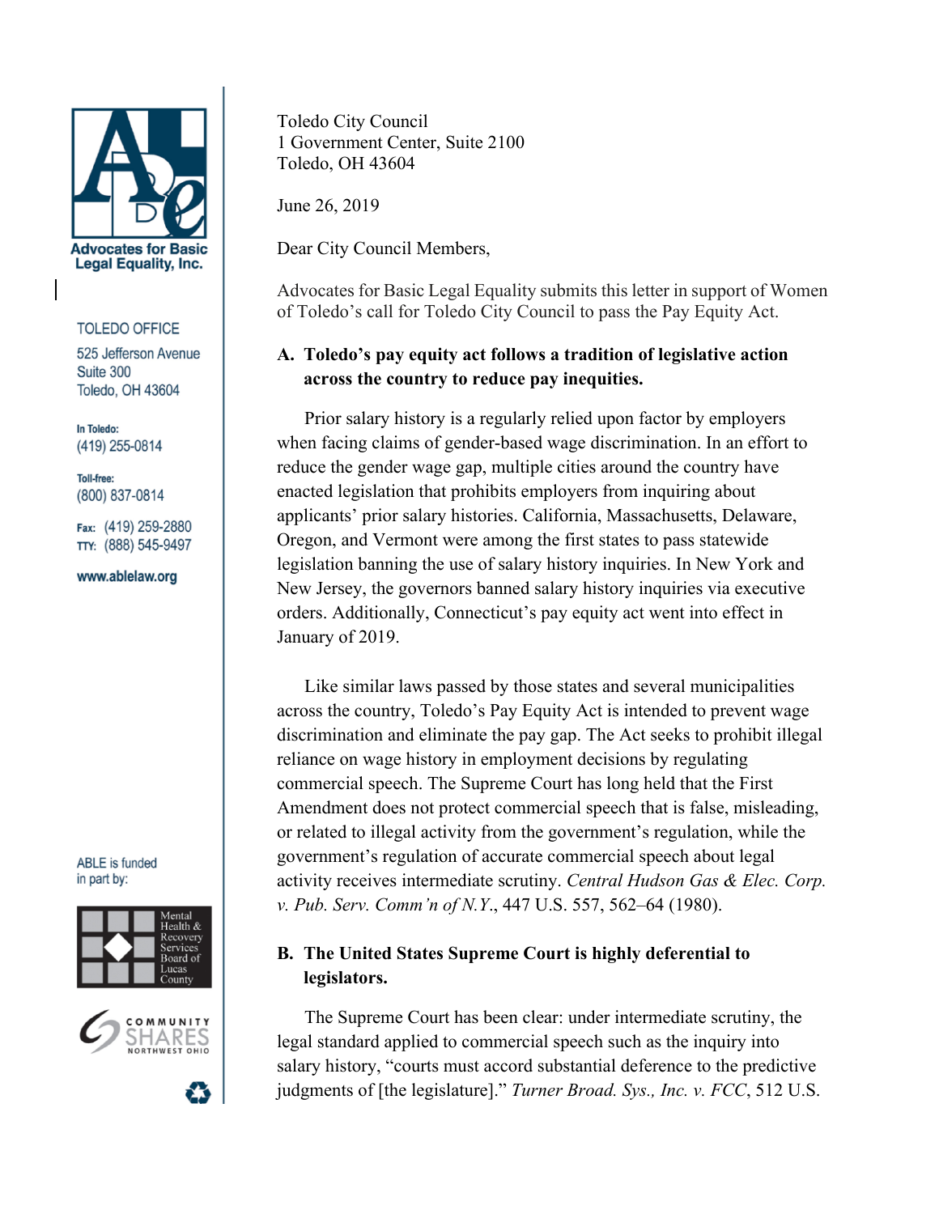**Advocates for Basic Legal Equality, Inc.**

TOLEDO OFFICE
525 Jefferson Avenue
Suite 300
Toledo, OH 43604

In Toledo:
(419) 255-0814

Toll-free:
(800) 837-0814

Fax: (419) 259-2880
TTY: (888) 545-9497

www.ablelaw.org

ABLE is funded in part by:

Mental Health & Recovery Services Board of Lucas County

COMMUNITY SHARES NORTHWEST OHIO

Toledo City Council
1 Government Center, Suite 2100
Toledo, OH 43604

June 26, 2019

Dear City Council Members,

Advocates for Basic Legal Equality submits this letter in support of Women of Toledo's call for Toledo City Council to pass the Pay Equity Act.

**A. Toledo's pay equity act follows a tradition of legislative action across the country to reduce pay inequities.**

Prior salary history is a regularly relied upon factor by employers when facing claims of gender-based wage discrimination. In an effort to reduce the gender wage gap, multiple cities around the country have enacted legislation that prohibits employers from inquiring about applicants' prior salary histories. California, Massachusetts, Delaware, Oregon, and Vermont were among the first states to pass statewide legislation banning the use of salary history inquiries. In New York and New Jersey, the governors banned salary history inquiries via executive orders. Additionally, Connecticut's pay equity act went into effect in January of 2019.

Like similar laws passed by those states and several municipalities across the country, Toledo's Pay Equity Act is intended to prevent wage discrimination and eliminate the pay gap. The Act seeks to prohibit illegal reliance on wage history in employment decisions by regulating commercial speech. The Supreme Court has long held that the First Amendment does not protect commercial speech that is false, misleading, or related to illegal activity from the government's regulation, while the government's regulation of accurate commercial speech about legal activity receives intermediate scrutiny. *Central Hudson Gas & Elec. Corp. v. Pub. Serv. Comm'n of N.Y.*, 447 U.S. 557, 562–64 (1980).

**B. The United States Supreme Court is highly deferential to legislators.**

The Supreme Court has been clear: under intermediate scrutiny, the legal standard applied to commercial speech such as the inquiry into salary history, "courts must accord substantial deference to the predictive judgments of [the legislature]." *Turner Broad. Sys., Inc. v. FCC*, 512 U.S.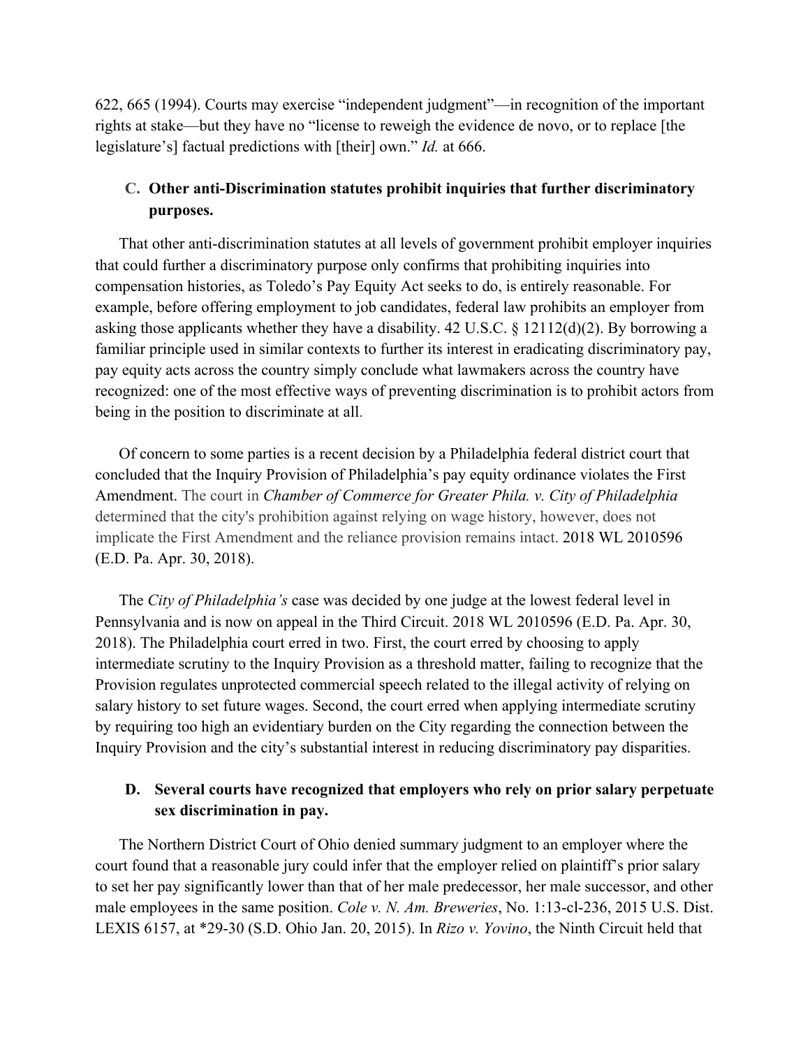622, 665 (1994). Courts may exercise "independent judgment"—in recognition of the important rights at stake—but they have no "license to reweigh the evidence de novo, or to replace [the legislature's] factual predictions with [their] own." *Id.* at 666.

### C. Other anti-Discrimination statutes prohibit inquiries that further discriminatory purposes.

That other anti-discrimination statutes at all levels of government prohibit employer inquiries that could further a discriminatory purpose only confirms that prohibiting inquiries into compensation histories, as Toledo's Pay Equity Act seeks to do, is entirely reasonable. For example, before offering employment to job candidates, federal law prohibits an employer from asking those applicants whether they have a disability. 42 U.S.C. § 12112(d)(2). By borrowing a familiar principle used in similar contexts to further its interest in eradicating discriminatory pay, pay equity acts across the country simply conclude what lawmakers across the country have recognized: one of the most effective ways of preventing discrimination is to prohibit actors from being in the position to discriminate at all.

Of concern to some parties is a recent decision by a Philadelphia federal district court that concluded that the Inquiry Provision of Philadelphia's pay equity ordinance violates the First Amendment. The court in *Chamber of Commerce for Greater Phila. v. City of Philadelphia* determined that the city's prohibition against relying on wage history, however, does not implicate the First Amendment and the reliance provision remains intact. 2018 WL 2010596 (E.D. Pa. Apr. 30, 2018).

The *City of Philadelphia's* case was decided by one judge at the lowest federal level in Pennsylvania and is now on appeal in the Third Circuit. 2018 WL 2010596 (E.D. Pa. Apr. 30, 2018). The Philadelphia court erred in two. First, the court erred by choosing to apply intermediate scrutiny to the Inquiry Provision as a threshold matter, failing to recognize that the Provision regulates unprotected commercial speech related to the illegal activity of relying on salary history to set future wages. Second, the court erred when applying intermediate scrutiny by requiring too high an evidentiary burden on the City regarding the connection between the Inquiry Provision and the city's substantial interest in reducing discriminatory pay disparities.

### D. Several courts have recognized that employers who rely on prior salary perpetuate sex discrimination in pay.

The Northern District Court of Ohio denied summary judgment to an employer where the court found that a reasonable jury could infer that the employer relied on plaintiff's prior salary to set her pay significantly lower than that of her male predecessor, her male successor, and other male employees in the same position. *Cole v. N. Am. Breweries*, No. 1:13-cl-236, 2015 U.S. Dist. LEXIS 6157, at *29-30 (S.D. Ohio Jan. 20, 2015). In *Rizo v. Yovino*, the Ninth Circuit held that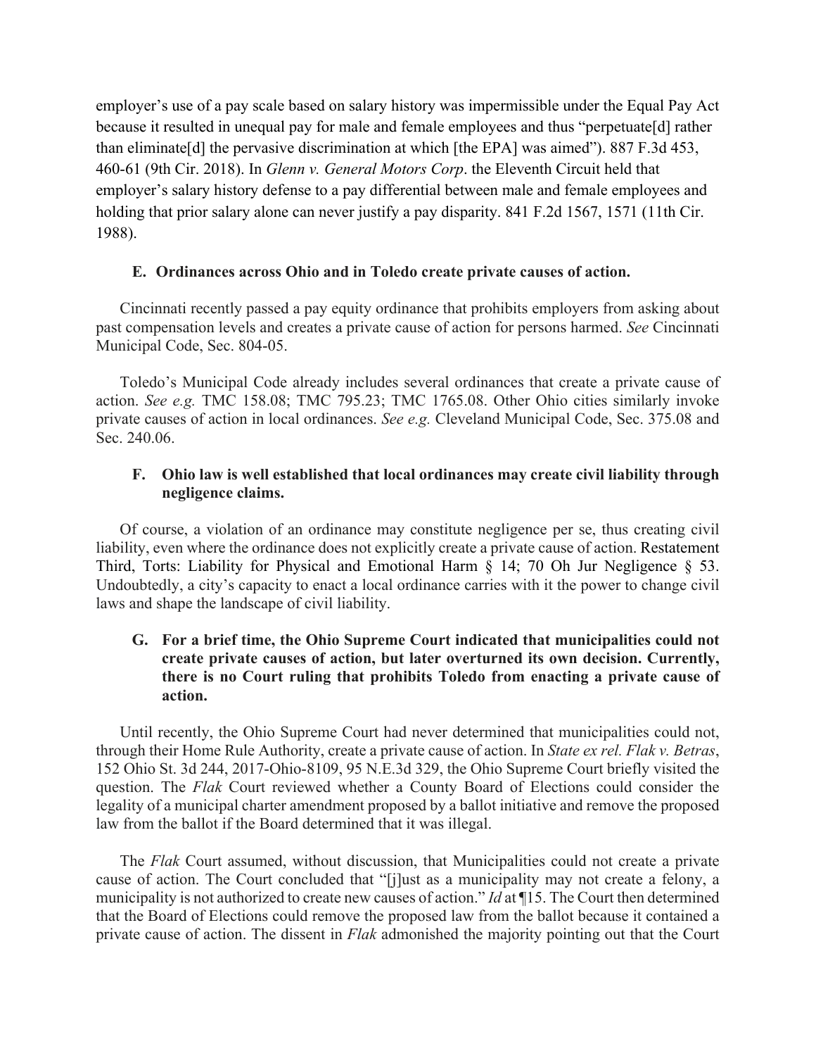employer's use of a pay scale based on salary history was impermissible under the Equal Pay Act because it resulted in unequal pay for male and female employees and thus "perpetuate[d] rather than eliminate[d] the pervasive discrimination at which [the EPA] was aimed"). 887 F.3d 453, 460-61 (9th Cir. 2018). In *Glenn v. General Motors Corp*. the Eleventh Circuit held that employer's salary history defense to a pay differential between male and female employees and holding that prior salary alone can never justify a pay disparity. 841 F.2d 1567, 1571 (11th Cir. 1988).

### E. Ordinances across Ohio and in Toledo create private causes of action.

Cincinnati recently passed a pay equity ordinance that prohibits employers from asking about past compensation levels and creates a private cause of action for persons harmed. *See* Cincinnati Municipal Code, Sec. 804-05.

Toledo's Municipal Code already includes several ordinances that create a private cause of action. *See e.g.* TMC 158.08; TMC 795.23; TMC 1765.08. Other Ohio cities similarly invoke private causes of action in local ordinances. *See e.g.* Cleveland Municipal Code, Sec. 375.08 and Sec. 240.06.

### F. Ohio law is well established that local ordinances may create civil liability through negligence claims.

Of course, a violation of an ordinance may constitute negligence per se, thus creating civil liability, even where the ordinance does not explicitly create a private cause of action. Restatement Third, Torts: Liability for Physical and Emotional Harm § 14; 70 Oh Jur Negligence § 53. Undoubtedly, a city's capacity to enact a local ordinance carries with it the power to change civil laws and shape the landscape of civil liability.

### G. For a brief time, the Ohio Supreme Court indicated that municipalities could not create private causes of action, but later overturned its own decision. Currently, there is no Court ruling that prohibits Toledo from enacting a private cause of action.

Until recently, the Ohio Supreme Court had never determined that municipalities could not, through their Home Rule Authority, create a private cause of action. In *State ex rel. Flak v. Betras*, 152 Ohio St. 3d 244, 2017-Ohio-8109, 95 N.E.3d 329, the Ohio Supreme Court briefly visited the question. The *Flak* Court reviewed whether a County Board of Elections could consider the legality of a municipal charter amendment proposed by a ballot initiative and remove the proposed law from the ballot if the Board determined that it was illegal.

The *Flak* Court assumed, without discussion, that Municipalities could not create a private cause of action. The Court concluded that "[j]ust as a municipality may not create a felony, a municipality is not authorized to create new causes of action." *Id* at ¶15. The Court then determined that the Board of Elections could remove the proposed law from the ballot because it contained a private cause of action. The dissent in *Flak* admonished the majority pointing out that the Court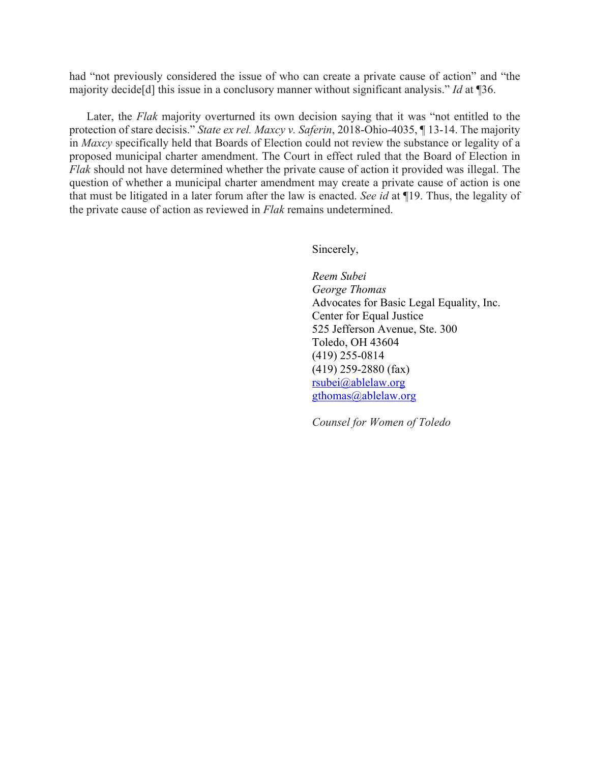had "not previously considered the issue of who can create a private cause of action" and "the majority decide[d] this issue in a conclusory manner without significant analysis." *Id* at ¶36.

Later, the *Flak* majority overturned its own decision saying that it was "not entitled to the protection of stare decisis." *State ex rel. Maxcy v. Saferin*, 2018-Ohio-4035, ¶ 13-14. The majority in *Maxcy* specifically held that Boards of Election could not review the substance or legality of a proposed municipal charter amendment. The Court in effect ruled that the Board of Election in *Flak* should not have determined whether the private cause of action it provided was illegal. The question of whether a municipal charter amendment may create a private cause of action is one that must be litigated in a later forum after the law is enacted. *See id* at ¶19. Thus, the legality of the private cause of action as reviewed in *Flak* remains undetermined.

Sincerely,

*Reem Subei*
*George Thomas*
Advocates for Basic Legal Equality, Inc.
Center for Equal Justice
525 Jefferson Avenue, Ste. 300
Toledo, OH 43604
(419) 255-0814
(419) 259-2880 (fax)
rsubei@ablelaw.org
gthomas@ablelaw.org

*Counsel for Women of Toledo*